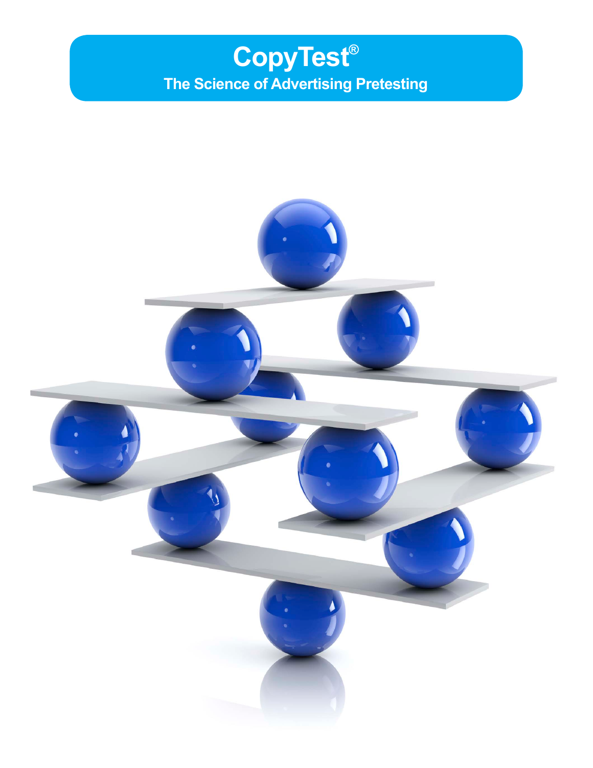# CopyTest®

## The Science of Advertising Pretesting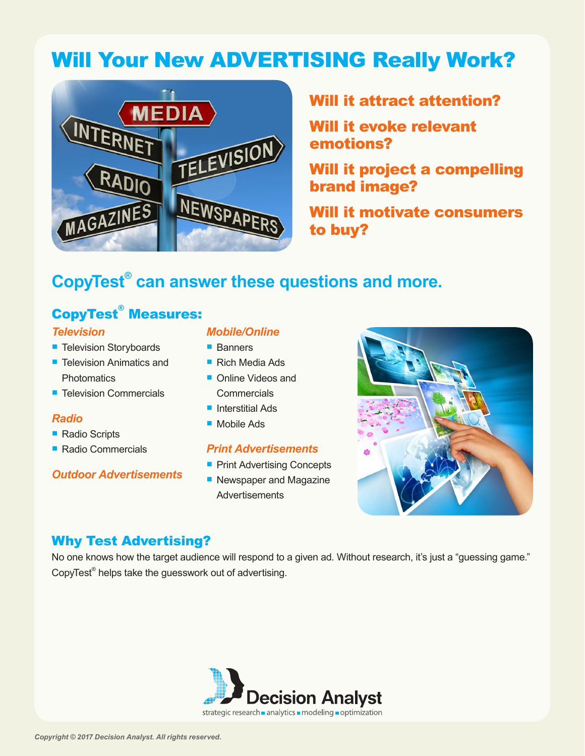# Will Your New ADVERTISING Really Work?

**Will it attract attention?**

**Will it evoke relevant emotions?**

**Will it project a compelling brand image?**

**Will it motivate consumers to buy?**

## CopyTest® can answer these questions and more.

### CopyTest® Measures:

*Television*

- Television Storyboards
- Television Animatics and Photomatics
- Television Commercials

*Radio*

- Radio Scripts
- Radio Commercials

*Outdoor Advertisements*

*Mobile/Online*

- Banners
- Rich Media Ads
- Online Videos and Commercials
- Interstitial Ads
- Mobile Ads

*Print Advertisements*

- Print Advertising Concepts
- Newspaper and Magazine Advertisements

### Why Test Advertising?

No one knows how the target audience will respond to a given ad. Without research, it's just a "guessing game." CopyTest® helps take the guesswork out of advertising.

Decision Analyst
strategic research ▪ analytics ▪ modeling ▪ optimization

*Copyright © 2017 Decision Analyst. All rights reserved.*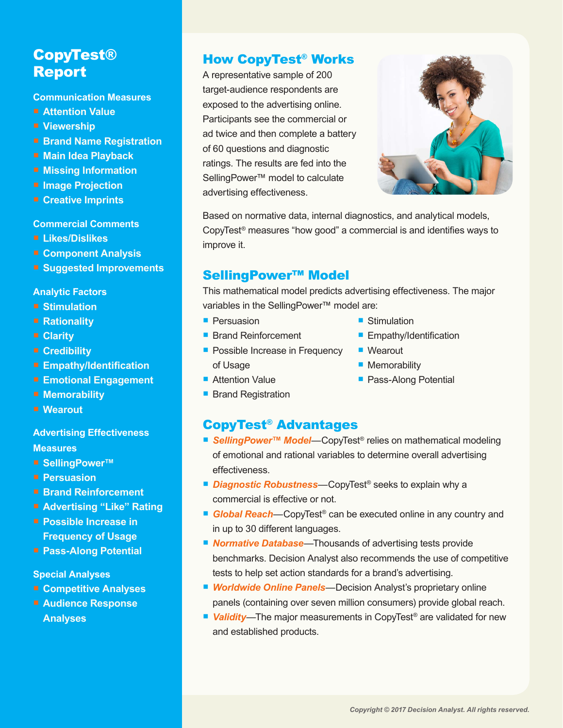# CopyTest® Report

**Communication Measures**

- Attention Value
- Viewership
- Brand Name Registration
- Main Idea Playback
- Missing Information
- Image Projection
- Creative Imprints

**Commercial Comments**

- Likes/Dislikes
- Component Analysis
- Suggested Improvements

**Analytic Factors**

- Stimulation
- Rationality
- Clarity
- Credibility
- Empathy/Identification
- Emotional Engagement
- Memorability
- Wearout

**Advertising Effectiveness Measures**

- SellingPower™
- Persuasion
- Brand Reinforcement
- Advertising "Like" Rating
- Possible Increase in Frequency of Usage
- Pass-Along Potential

**Special Analyses**

- Competitive Analyses
- Audience Response Analyses

## How CopyTest® Works

A representative sample of 200 target-audience respondents are exposed to the advertising online. Participants see the commercial or ad twice and then complete a battery of 60 questions and diagnostic ratings. The results are fed into the SellingPower™ model to calculate advertising effectiveness.

Based on normative data, internal diagnostics, and analytical models, CopyTest® measures "how good" a commercial is and identifies ways to improve it.

## SellingPower™ Model

This mathematical model predicts advertising effectiveness. The major variables in the SellingPower™ model are:

- Persuasion
- Brand Reinforcement
- Possible Increase in Frequency of Usage
- Attention Value
- Brand Registration
- Stimulation
- Empathy/Identification
- Wearout
- Memorability
- Pass-Along Potential

## CopyTest® Advantages

- ***SellingPower™ Model***—CopyTest® relies on mathematical modeling of emotional and rational variables to determine overall advertising effectiveness.
- ***Diagnostic Robustness***—CopyTest® seeks to explain why a commercial is effective or not.
- ***Global Reach***—CopyTest® can be executed online in any country and in up to 30 different languages.
- ***Normative Database***—Thousands of advertising tests provide benchmarks. Decision Analyst also recommends the use of competitive tests to help set action standards for a brand's advertising.
- ***Worldwide Online Panels***—Decision Analyst's proprietary online panels (containing over seven million consumers) provide global reach.
- ***Validity***—The major measurements in CopyTest® are validated for new and established products.

*Copyright © 2017 Decision Analyst. All rights reserved.*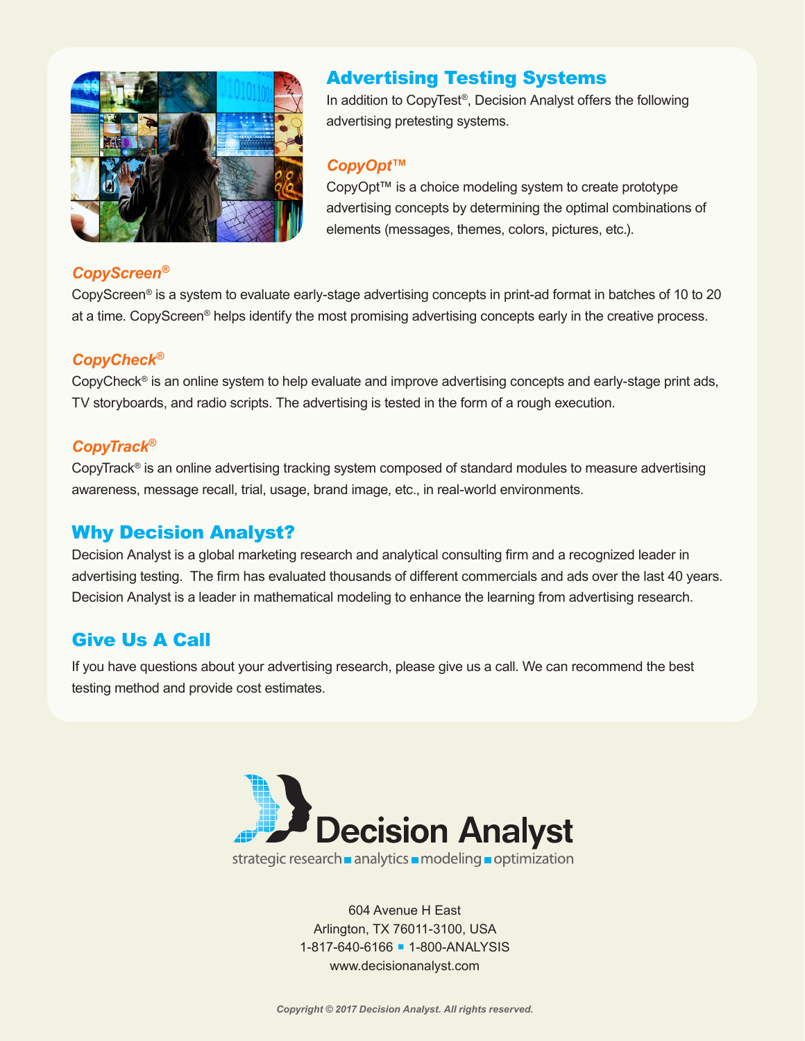## Advertising Testing Systems

In addition to CopyTest®, Decision Analyst offers the following advertising pretesting systems.

### *CopyOpt™*

CopyOpt™ is a choice modeling system to create prototype advertising concepts by determining the optimal combinations of elements (messages, themes, colors, pictures, etc.).

### *CopyScreen®*

CopyScreen® is a system to evaluate early-stage advertising concepts in print-ad format in batches of 10 to 20 at a time. CopyScreen® helps identify the most promising advertising concepts early in the creative process.

### *CopyCheck®*

CopyCheck® is an online system to help evaluate and improve advertising concepts and early-stage print ads, TV storyboards, and radio scripts. The advertising is tested in the form of a rough execution.

### *CopyTrack®*

CopyTrack® is an online advertising tracking system composed of standard modules to measure advertising awareness, message recall, trial, usage, brand image, etc., in real-world environments.

## Why Decision Analyst?

Decision Analyst is a global marketing research and analytical consulting firm and a recognized leader in advertising testing. The firm has evaluated thousands of different commercials and ads over the last 40 years. Decision Analyst is a leader in mathematical modeling to enhance the learning from advertising research.

## Give Us A Call

If you have questions about your advertising research, please give us a call. We can recommend the best testing method and provide cost estimates.

**Decision Analyst**

strategic research ▪ analytics ▪ modeling ▪ optimization

604 Avenue H East
Arlington, TX 76011-3100, USA
1-817-640-6166 ▪ 1-800-ANALYSIS
www.decisionanalyst.com

*Copyright © 2017 Decision Analyst. All rights reserved.*